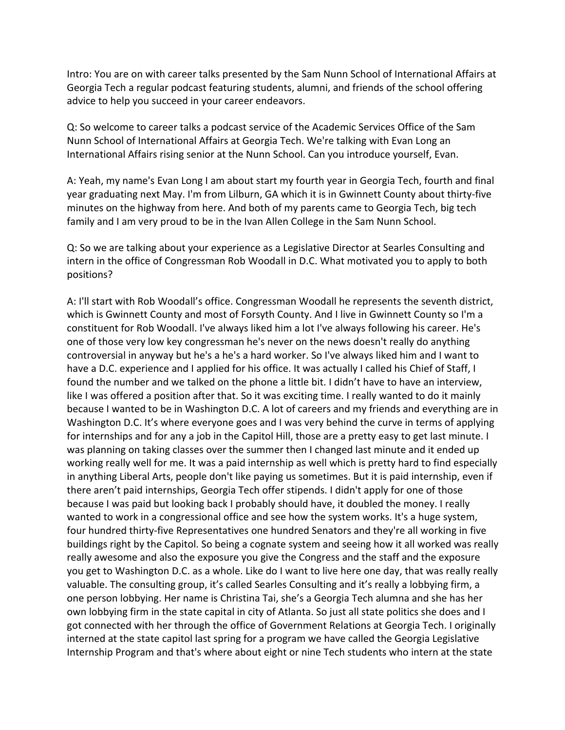Intro: You are on with career talks presented by the Sam Nunn School of International Affairs at Georgia Tech a regular podcast featuring students, alumni, and friends of the school offering advice to help you succeed in your career endeavors.

Q: So welcome to career talks a podcast service of the Academic Services Office of the Sam Nunn School of International Affairs at Georgia Tech. We're talking with Evan Long an International Affairs rising senior at the Nunn School. Can you introduce yourself, Evan.

A: Yeah, my name's Evan Long I am about start my fourth year in Georgia Tech, fourth and final year graduating next May. I'm from Lilburn, GA which it is in Gwinnett County about thirty-five minutes on the highway from here. And both of my parents came to Georgia Tech, big tech family and I am very proud to be in the Ivan Allen College in the Sam Nunn School.

Q: So we are talking about your experience as a Legislative Director at Searles Consulting and intern in the office of Congressman Rob Woodall in D.C. What motivated you to apply to both positions?

A: I'll start with Rob Woodall's office. Congressman Woodall he represents the seventh district, which is Gwinnett County and most of Forsyth County. And I live in Gwinnett County so I'm a constituent for Rob Woodall. I've always liked him a lot I've always following his career. He's one of those very low key congressman he's never on the news doesn't really do anything controversial in anyway but he's a he's a hard worker. So I've always liked him and I want to have a D.C. experience and I applied for his office. It was actually I called his Chief of Staff, I found the number and we talked on the phone a little bit. I didn't have to have an interview, like I was offered a position after that. So it was exciting time. I really wanted to do it mainly because I wanted to be in Washington D.C. A lot of careers and my friends and everything are in Washington D.C. It's where everyone goes and I was very behind the curve in terms of applying for internships and for any a job in the Capitol Hill, those are a pretty easy to get last minute. I was planning on taking classes over the summer then I changed last minute and it ended up working really well for me. It was a paid internship as well which is pretty hard to find especially in anything Liberal Arts, people don't like paying us sometimes. But it is paid internship, even if there aren't paid internships, Georgia Tech offer stipends. I didn't apply for one of those because I was paid but looking back I probably should have, it doubled the money. I really wanted to work in a congressional office and see how the system works. It's a huge system, four hundred thirty-five Representatives one hundred Senators and they're all working in five buildings right by the Capitol. So being a cognate system and seeing how it all worked was really really awesome and also the exposure you give the Congress and the staff and the exposure you get to Washington D.C. as a whole. Like do I want to live here one day, that was really really valuable. The consulting group, it's called Searles Consulting and it's really a lobbying firm, a one person lobbying. Her name is Christina Tai, she's a Georgia Tech alumna and she has her own lobbying firm in the state capital in city of Atlanta. So just all state politics she does and I got connected with her through the office of Government Relations at Georgia Tech. I originally interned at the state capitol last spring for a program we have called the Georgia Legislative Internship Program and that's where about eight or nine Tech students who intern at the state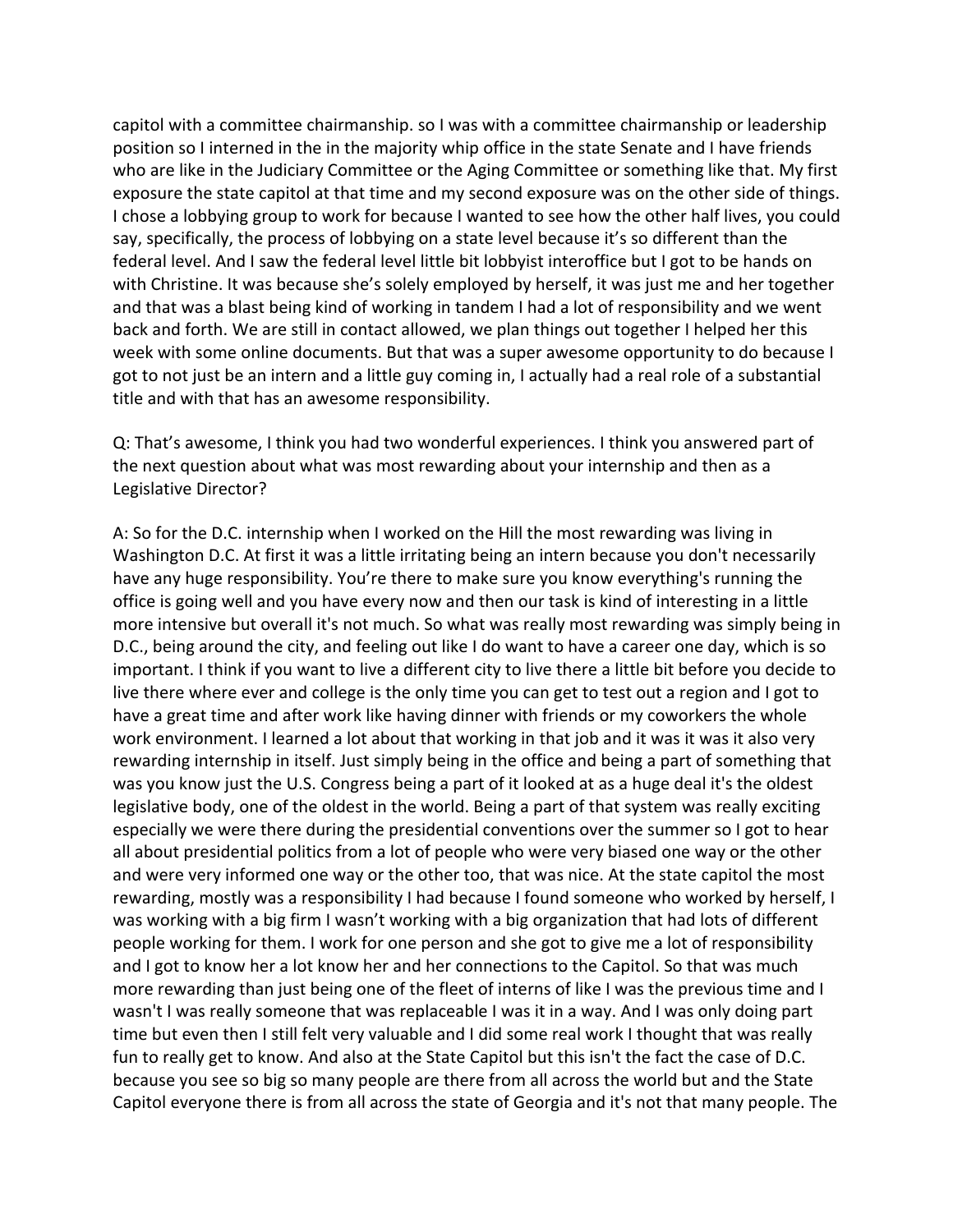capitol with a committee chairmanship. so I was with a committee chairmanship or leadership position so I interned in the in the majority whip office in the state Senate and I have friends who are like in the Judiciary Committee or the Aging Committee or something like that. My first exposure the state capitol at that time and my second exposure was on the other side of things. I chose a lobbying group to work for because I wanted to see how the other half lives, you could say, specifically, the process of lobbying on a state level because it's so different than the federal level. And I saw the federal level little bit lobbyist interoffice but I got to be hands on with Christine. It was because she's solely employed by herself, it was just me and her together and that was a blast being kind of working in tandem I had a lot of responsibility and we went back and forth. We are still in contact allowed, we plan things out together I helped her this week with some online documents. But that was a super awesome opportunity to do because I got to not just be an intern and a little guy coming in, I actually had a real role of a substantial title and with that has an awesome responsibility.

Q: That's awesome, I think you had two wonderful experiences. I think you answered part of the next question about what was most rewarding about your internship and then as a Legislative Director?

A: So for the D.C. internship when I worked on the Hill the most rewarding was living in Washington D.C. At first it was a little irritating being an intern because you don't necessarily have any huge responsibility. You're there to make sure you know everything's running the office is going well and you have every now and then our task is kind of interesting in a little more intensive but overall it's not much. So what was really most rewarding was simply being in D.C., being around the city, and feeling out like I do want to have a career one day, which is so important. I think if you want to live a different city to live there a little bit before you decide to live there where ever and college is the only time you can get to test out a region and I got to have a great time and after work like having dinner with friends or my coworkers the whole work environment. I learned a lot about that working in that job and it was it was it also very rewarding internship in itself. Just simply being in the office and being a part of something that was you know just the U.S. Congress being a part of it looked at as a huge deal it's the oldest legislative body, one of the oldest in the world. Being a part of that system was really exciting especially we were there during the presidential conventions over the summer so I got to hear all about presidential politics from a lot of people who were very biased one way or the other and were very informed one way or the other too, that was nice. At the state capitol the most rewarding, mostly was a responsibility I had because I found someone who worked by herself, I was working with a big firm I wasn't working with a big organization that had lots of different people working for them. I work for one person and she got to give me a lot of responsibility and I got to know her a lot know her and her connections to the Capitol. So that was much more rewarding than just being one of the fleet of interns of like I was the previous time and I wasn't I was really someone that was replaceable I was it in a way. And I was only doing part time but even then I still felt very valuable and I did some real work I thought that was really fun to really get to know. And also at the State Capitol but this isn't the fact the case of D.C. because you see so big so many people are there from all across the world but and the State Capitol everyone there is from all across the state of Georgia and it's not that many people. The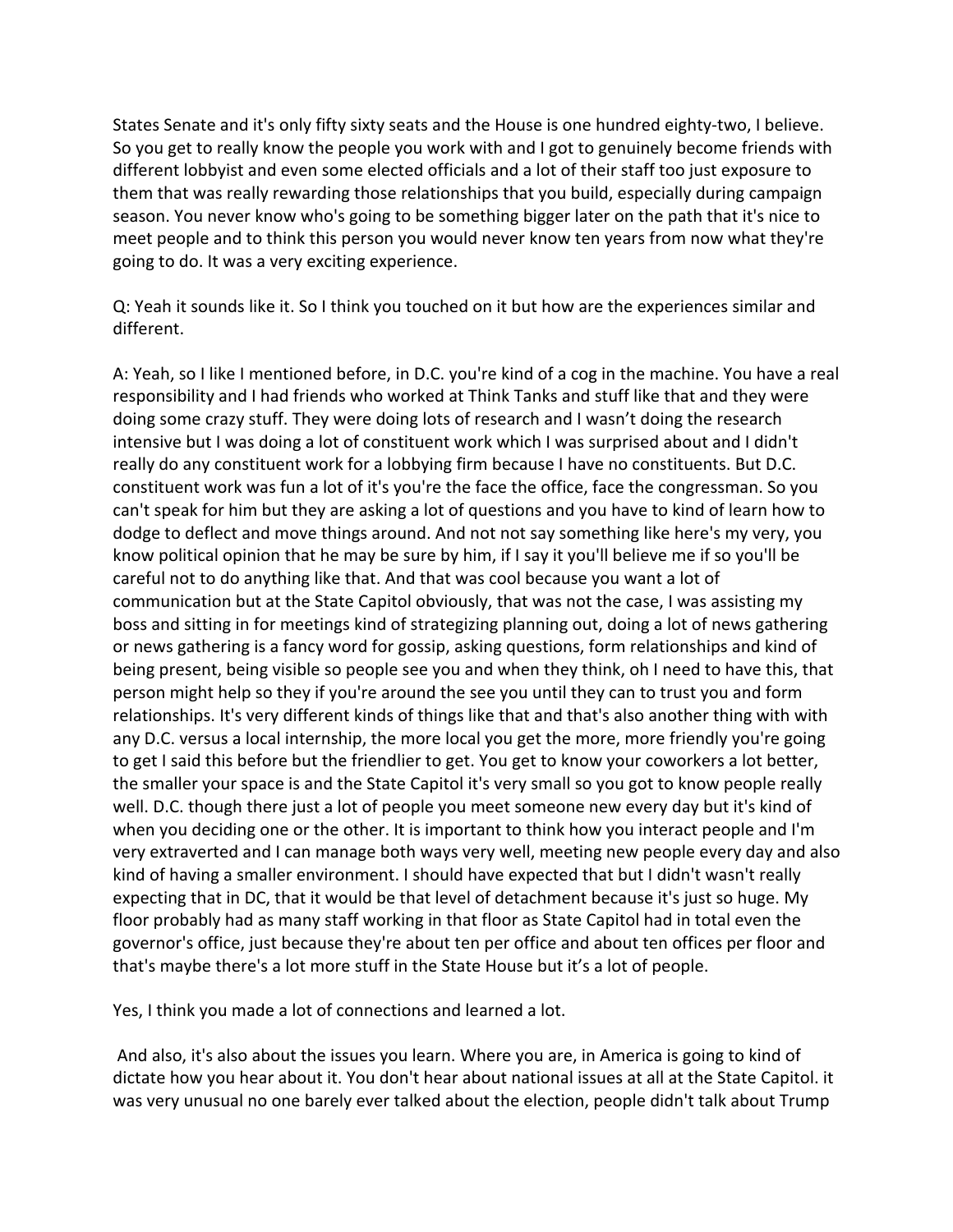States Senate and it's only fifty sixty seats and the House is one hundred eighty-two, I believe. So you get to really know the people you work with and I got to genuinely become friends with different lobbyist and even some elected officials and a lot of their staff too just exposure to them that was really rewarding those relationships that you build, especially during campaign season. You never know who's going to be something bigger later on the path that it's nice to meet people and to think this person you would never know ten years from now what they're going to do. It was a very exciting experience.

Q: Yeah it sounds like it. So I think you touched on it but how are the experiences similar and different.

A: Yeah, so I like I mentioned before, in D.C. you're kind of a cog in the machine. You have a real responsibility and I had friends who worked at Think Tanks and stuff like that and they were doing some crazy stuff. They were doing lots of research and I wasn't doing the research intensive but I was doing a lot of constituent work which I was surprised about and I didn't really do any constituent work for a lobbying firm because I have no constituents. But D.C. constituent work was fun a lot of it's you're the face the office, face the congressman. So you can't speak for him but they are asking a lot of questions and you have to kind of learn how to dodge to deflect and move things around. And not not say something like here's my very, you know political opinion that he may be sure by him, if I say it you'll believe me if so you'll be careful not to do anything like that. And that was cool because you want a lot of communication but at the State Capitol obviously, that was not the case, I was assisting my boss and sitting in for meetings kind of strategizing planning out, doing a lot of news gathering or news gathering is a fancy word for gossip, asking questions, form relationships and kind of being present, being visible so people see you and when they think, oh I need to have this, that person might help so they if you're around the see you until they can to trust you and form relationships. It's very different kinds of things like that and that's also another thing with with any D.C. versus a local internship, the more local you get the more, more friendly you're going to get I said this before but the friendlier to get. You get to know your coworkers a lot better, the smaller your space is and the State Capitol it's very small so you got to know people really well. D.C. though there just a lot of people you meet someone new every day but it's kind of when you deciding one or the other. It is important to think how you interact people and I'm very extraverted and I can manage both ways very well, meeting new people every day and also kind of having a smaller environment. I should have expected that but I didn't wasn't really expecting that in DC, that it would be that level of detachment because it's just so huge. My floor probably had as many staff working in that floor as State Capitol had in total even the governor's office, just because they're about ten per office and about ten offices per floor and that's maybe there's a lot more stuff in the State House but it's a lot of people.

Yes, I think you made a lot of connections and learned a lot.

And also, it's also about the issues you learn. Where you are, in America is going to kind of dictate how you hear about it. You don't hear about national issues at all at the State Capitol. it was very unusual no one barely ever talked about the election, people didn't talk about Trump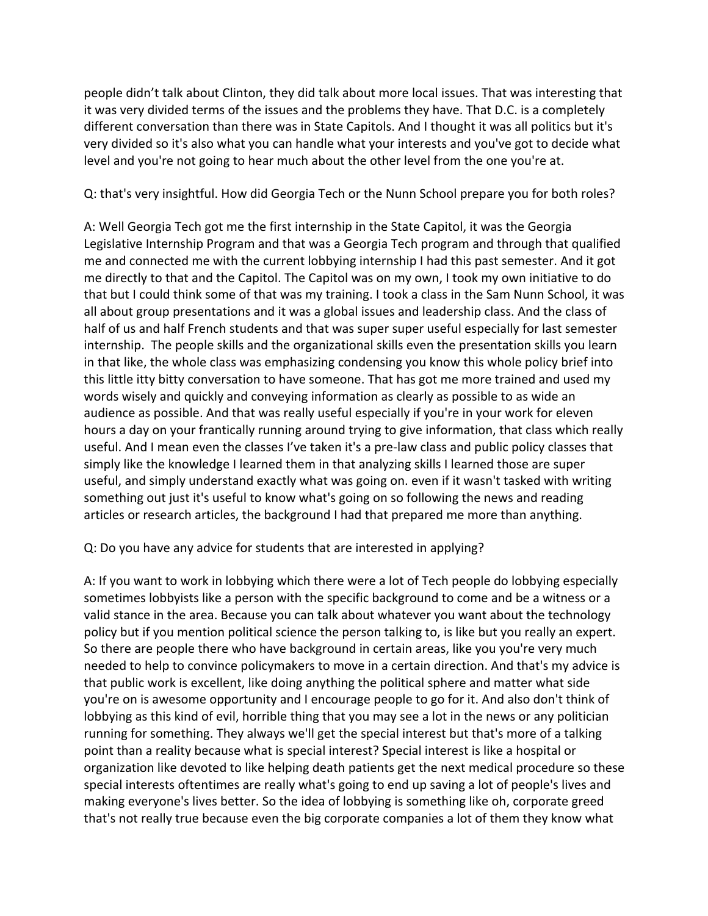people didn't talk about Clinton, they did talk about more local issues. That was interesting that it was very divided terms of the issues and the problems they have. That D.C. is a completely different conversation than there was in State Capitols. And I thought it was all politics but it's very divided so it's also what you can handle what your interests and you've got to decide what level and you're not going to hear much about the other level from the one you're at.

Q: that's very insightful. How did Georgia Tech or the Nunn School prepare you for both roles?

A: Well Georgia Tech got me the first internship in the State Capitol, it was the Georgia Legislative Internship Program and that was a Georgia Tech program and through that qualified me and connected me with the current lobbying internship I had this past semester. And it got me directly to that and the Capitol. The Capitol was on my own, I took my own initiative to do that but I could think some of that was my training. I took a class in the Sam Nunn School, it was all about group presentations and it was a global issues and leadership class. And the class of half of us and half French students and that was super super useful especially for last semester internship. The people skills and the organizational skills even the presentation skills you learn in that like, the whole class was emphasizing condensing you know this whole policy brief into this little itty bitty conversation to have someone. That has got me more trained and used my words wisely and quickly and conveying information as clearly as possible to as wide an audience as possible. And that was really useful especially if you're in your work for eleven hours a day on your frantically running around trying to give information, that class which really useful. And I mean even the classes I've taken it's a pre-law class and public policy classes that simply like the knowledge I learned them in that analyzing skills I learned those are super useful, and simply understand exactly what was going on. even if it wasn't tasked with writing something out just it's useful to know what's going on so following the news and reading articles or research articles, the background I had that prepared me more than anything.

Q: Do you have any advice for students that are interested in applying?

A: If you want to work in lobbying which there were a lot of Tech people do lobbying especially sometimes lobbyists like a person with the specific background to come and be a witness or a valid stance in the area. Because you can talk about whatever you want about the technology policy but if you mention political science the person talking to, is like but you really an expert. So there are people there who have background in certain areas, like you you're very much needed to help to convince policymakers to move in a certain direction. And that's my advice is that public work is excellent, like doing anything the political sphere and matter what side you're on is awesome opportunity and I encourage people to go for it. And also don't think of lobbying as this kind of evil, horrible thing that you may see a lot in the news or any politician running for something. They always we'll get the special interest but that's more of a talking point than a reality because what is special interest? Special interest is like a hospital or organization like devoted to like helping death patients get the next medical procedure so these special interests oftentimes are really what's going to end up saving a lot of people's lives and making everyone's lives better. So the idea of lobbying is something like oh, corporate greed that's not really true because even the big corporate companies a lot of them they know what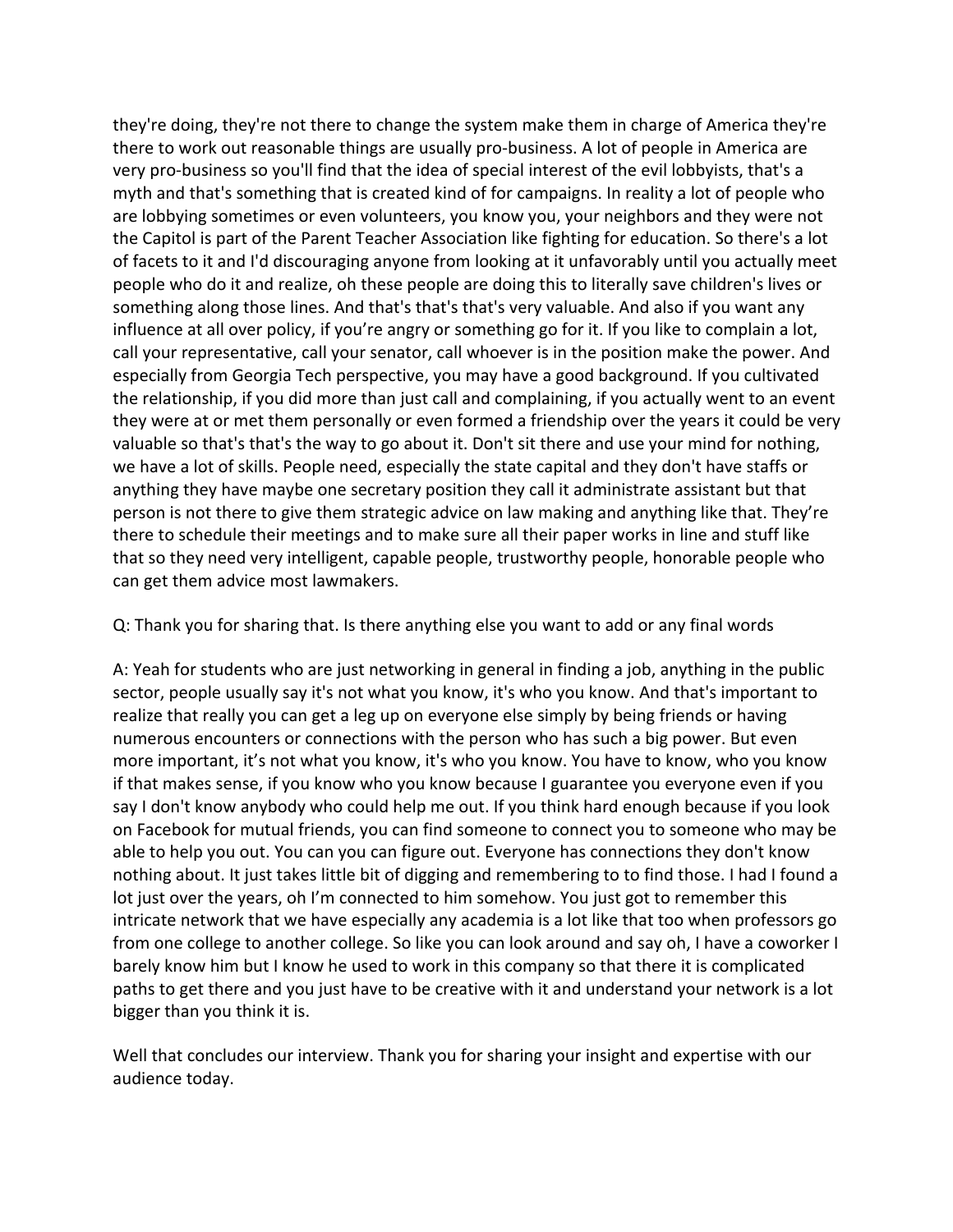they're doing, they're not there to change the system make them in charge of America they're there to work out reasonable things are usually pro-business. A lot of people in America are very pro-business so you'll find that the idea of special interest of the evil lobbyists, that's a myth and that's something that is created kind of for campaigns. In reality a lot of people who are lobbying sometimes or even volunteers, you know you, your neighbors and they were not the Capitol is part of the Parent Teacher Association like fighting for education. So there's a lot of facets to it and I'd discouraging anyone from looking at it unfavorably until you actually meet people who do it and realize, oh these people are doing this to literally save children's lives or something along those lines. And that's that's that's very valuable. And also if you want any influence at all over policy, if you're angry or something go for it. If you like to complain a lot, call your representative, call your senator, call whoever is in the position make the power. And especially from Georgia Tech perspective, you may have a good background. If you cultivated the relationship, if you did more than just call and complaining, if you actually went to an event they were at or met them personally or even formed a friendship over the years it could be very valuable so that's that's the way to go about it. Don't sit there and use your mind for nothing, we have a lot of skills. People need, especially the state capital and they don't have staffs or anything they have maybe one secretary position they call it administrate assistant but that person is not there to give them strategic advice on law making and anything like that. They're there to schedule their meetings and to make sure all their paper works in line and stuff like that so they need very intelligent, capable people, trustworthy people, honorable people who can get them advice most lawmakers.

Q: Thank you for sharing that. Is there anything else you want to add or any final words

A: Yeah for students who are just networking in general in finding a job, anything in the public sector, people usually say it's not what you know, it's who you know. And that's important to realize that really you can get a leg up on everyone else simply by being friends or having numerous encounters or connections with the person who has such a big power. But even more important, it's not what you know, it's who you know. You have to know, who you know if that makes sense, if you know who you know because I guarantee you everyone even if you say I don't know anybody who could help me out. If you think hard enough because if you look on Facebook for mutual friends, you can find someone to connect you to someone who may be able to help you out. You can you can figure out. Everyone has connections they don't know nothing about. It just takes little bit of digging and remembering to to find those. I had I found a lot just over the years, oh I'm connected to him somehow. You just got to remember this intricate network that we have especially any academia is a lot like that too when professors go from one college to another college. So like you can look around and say oh, I have a coworker I barely know him but I know he used to work in this company so that there it is complicated paths to get there and you just have to be creative with it and understand your network is a lot bigger than you think it is.

Well that concludes our interview. Thank you for sharing your insight and expertise with our audience today.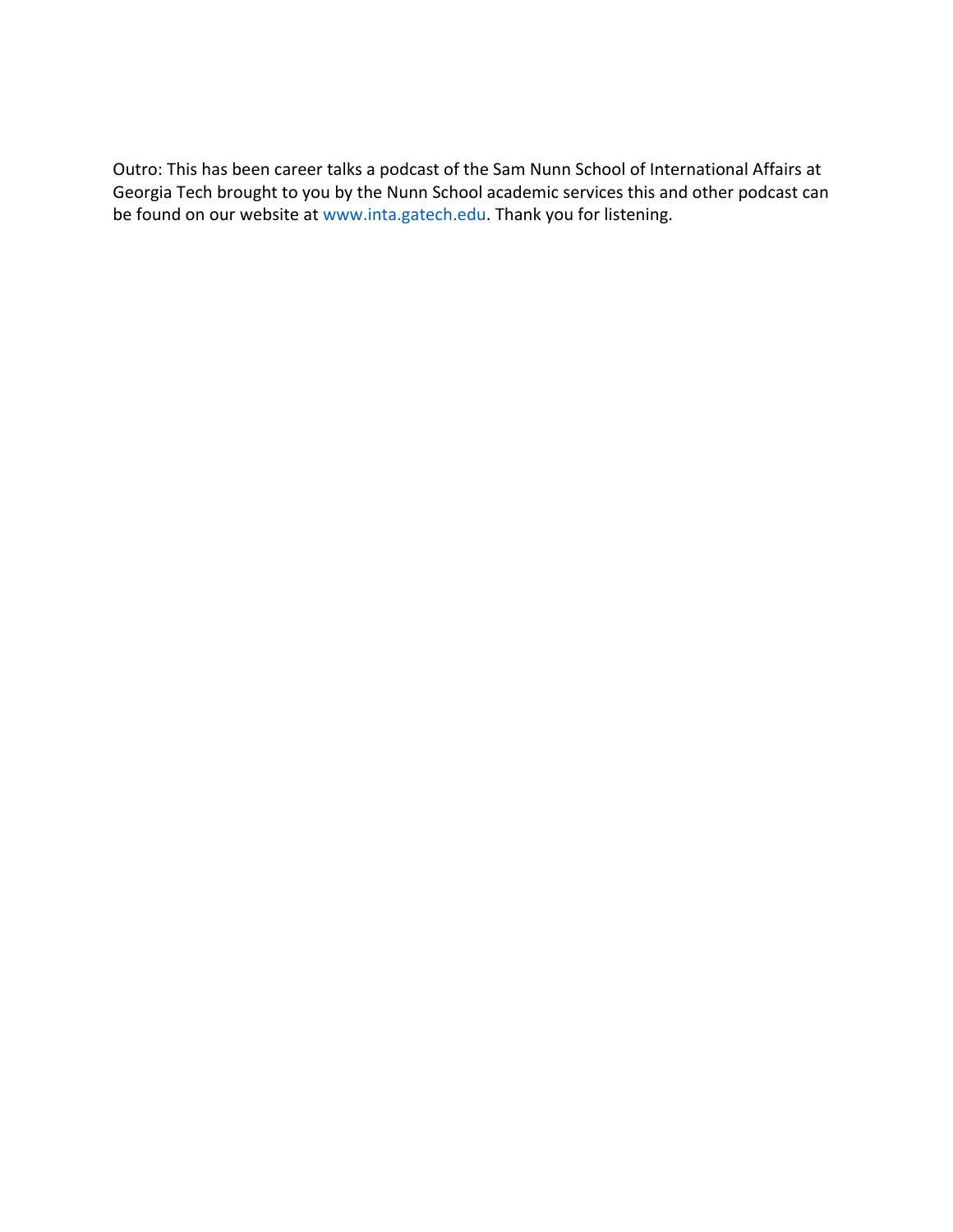Outro: This has been career talks a podcast of the Sam Nunn School of International Affairs at Georgia Tech brought to you by the Nunn School academic services this and other podcast can be found on our website at www.inta.gatech.edu. Thank you for listening.